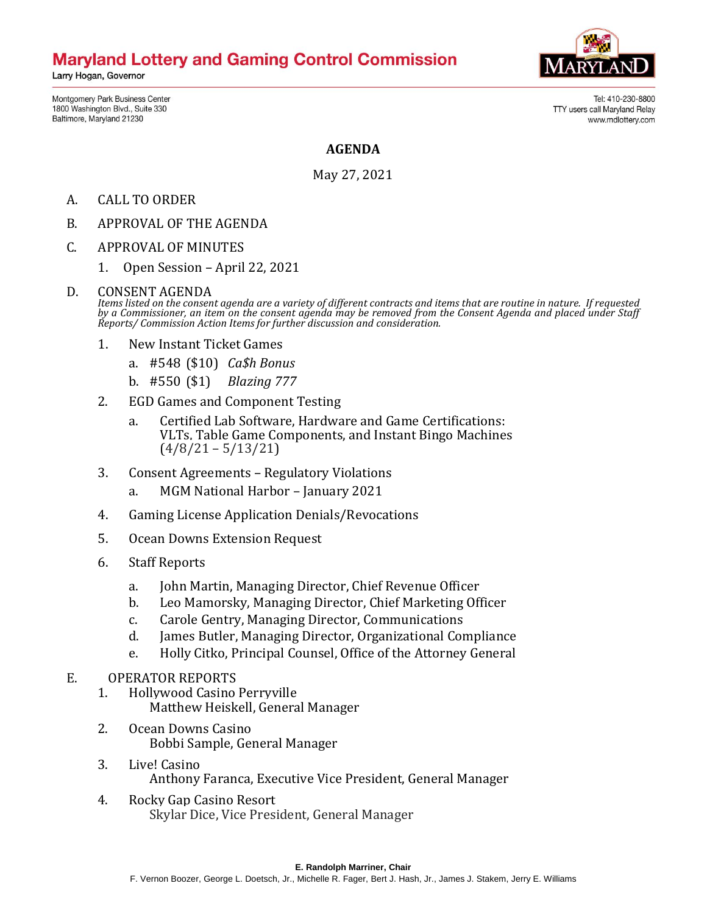# Maryland Lottery and Gaming Control Commission

Larry Hogan, Governor

Montgomery Park Business Center
1800 Washington Blvd., Suite 330
Baltimore, Maryland 21230

Tel: 410-230-8800
TTY users call Maryland Relay
www.mdlottery.com

## AGENDA

May 27, 2021

A. CALL TO ORDER

B. APPROVAL OF THE AGENDA

C. APPROVAL OF MINUTES

1. Open Session – April 22, 2021

D. CONSENT AGENDA

*Items listed on the consent agenda are a variety of different contracts and items that are routine in nature. If requested by a Commissioner, an item on the consent agenda may be removed from the Consent Agenda and placed under Staff Reports/ Commission Action Items for further discussion and consideration.*

1. New Instant Ticket Games
   a. #548 ($10) *Ca$h Bonus*
   b. #550 ($1) *Blazing 777*
2. EGD Games and Component Testing
   a. Certified Lab Software, Hardware and Game Certifications: VLTs, Table Game Components, and Instant Bingo Machines (4/8/21 – 5/13/21)
3. Consent Agreements – Regulatory Violations
   a. MGM National Harbor – January 2021
4. Gaming License Application Denials/Revocations
5. Ocean Downs Extension Request
6. Staff Reports
   a. John Martin, Managing Director, Chief Revenue Officer
   b. Leo Mamorsky, Managing Director, Chief Marketing Officer
   c. Carole Gentry, Managing Director, Communications
   d. James Butler, Managing Director, Organizational Compliance
   e. Holly Citko, Principal Counsel, Office of the Attorney General

E. OPERATOR REPORTS

1. Hollywood Casino Perryville
   Matthew Heiskell, General Manager
2. Ocean Downs Casino
   Bobbi Sample, General Manager
3. Live! Casino
   Anthony Faranca, Executive Vice President, General Manager
4. Rocky Gap Casino Resort
   Skylar Dice, Vice President, General Manager

**E. Randolph Marriner, Chair**
F. Vernon Boozer, George L. Doetsch, Jr., Michelle R. Fager, Bert J. Hash, Jr., James J. Stakem, Jerry E. Williams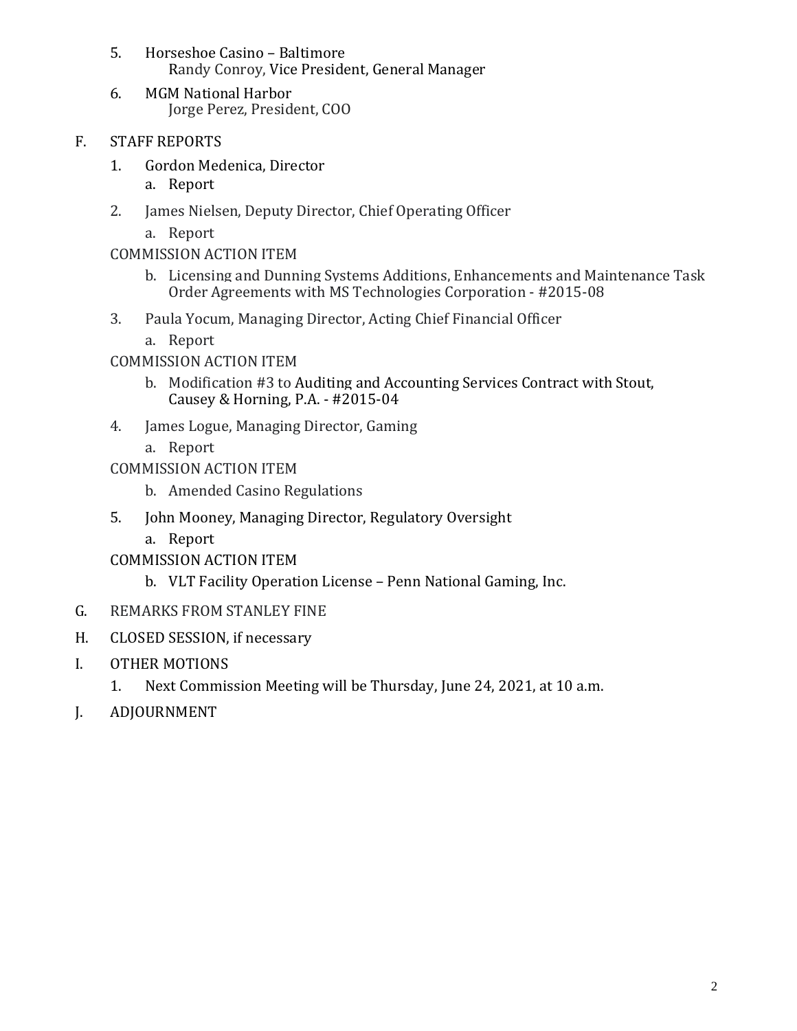5. Horseshoe Casino – Baltimore
   Randy Conroy, Vice President, General Manager
6. MGM National Harbor
   Jorge Perez, President, COO

F. STAFF REPORTS

1. Gordon Medenica, Director
   a. Report
2. James Nielsen, Deputy Director, Chief Operating Officer
   a. Report

   COMMISSION ACTION ITEM

   b. Licensing and Dunning Systems Additions, Enhancements and Maintenance Task Order Agreements with MS Technologies Corporation - #2015-08
3. Paula Yocum, Managing Director, Acting Chief Financial Officer
   a. Report

   COMMISSION ACTION ITEM

   b. Modification #3 to Auditing and Accounting Services Contract with Stout, Causey & Horning, P.A. - #2015-04
4. James Logue, Managing Director, Gaming
   a. Report

   COMMISSION ACTION ITEM

   b. Amended Casino Regulations
5. John Mooney, Managing Director, Regulatory Oversight
   a. Report

   COMMISSION ACTION ITEM

   b. VLT Facility Operation License – Penn National Gaming, Inc.

G. REMARKS FROM STANLEY FINE

H. CLOSED SESSION, if necessary

I. OTHER MOTIONS

1. Next Commission Meeting will be Thursday, June 24, 2021, at 10 a.m.

J. ADJOURNMENT